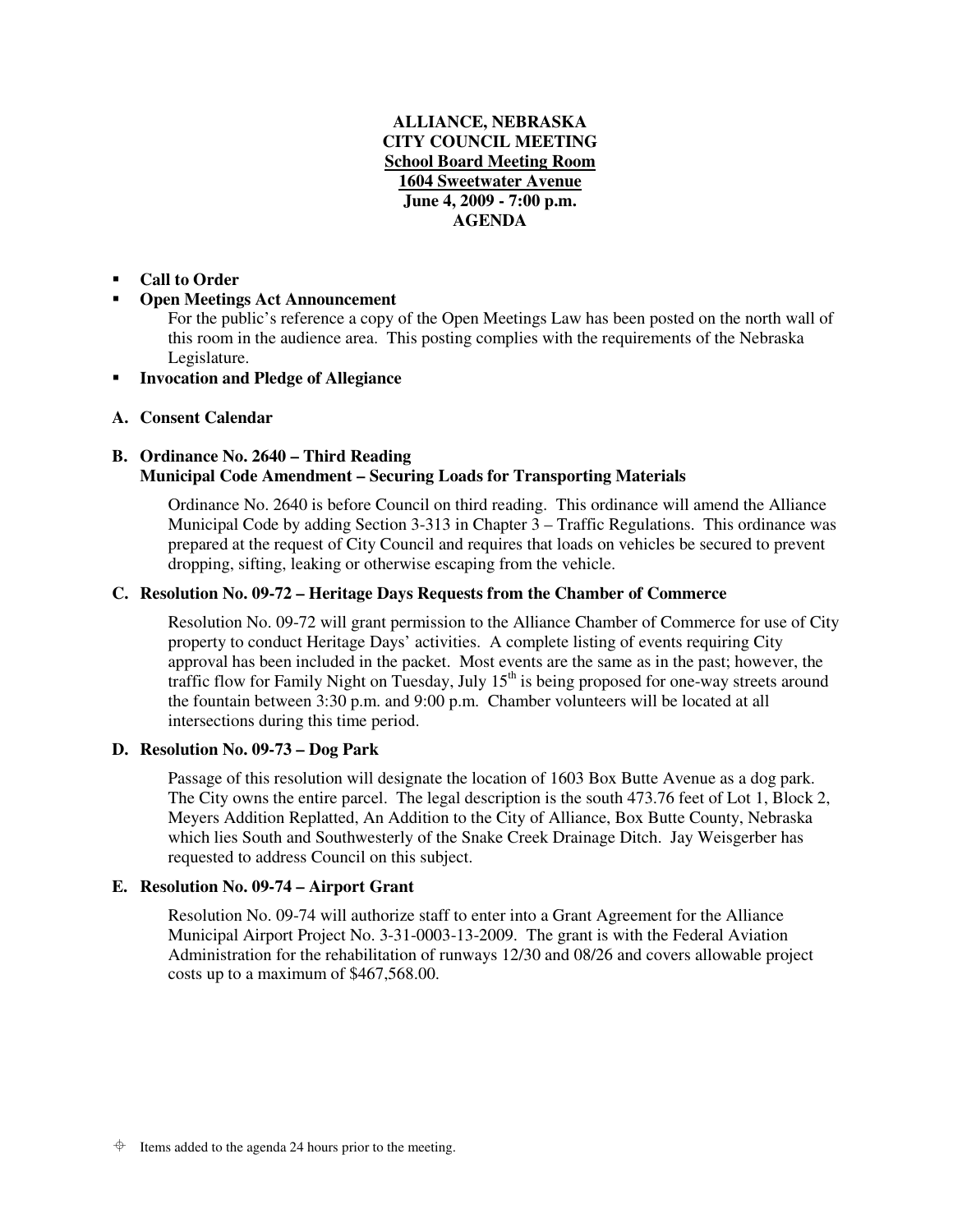**ALLIANCE, NEBRASKA**
**CITY COUNCIL MEETING**
**School Board Meeting Room**
**1604 Sweetwater Avenue**
**June 4, 2009 - 7:00 p.m.**
**AGENDA**

- **Call to Order**
- **Open Meetings Act Announcement**
  For the public's reference a copy of the Open Meetings Law has been posted on the north wall of this room in the audience area. This posting complies with the requirements of the Nebraska Legislature.
- **Invocation and Pledge of Allegiance**

**A. Consent Calendar**

**B. Ordinance No. 2640 – Third Reading**
**Municipal Code Amendment – Securing Loads for Transporting Materials**

Ordinance No. 2640 is before Council on third reading. This ordinance will amend the Alliance Municipal Code by adding Section 3-313 in Chapter 3 – Traffic Regulations. This ordinance was prepared at the request of City Council and requires that loads on vehicles be secured to prevent dropping, sifting, leaking or otherwise escaping from the vehicle.

**C. Resolution No. 09-72 – Heritage Days Requests from the Chamber of Commerce**

Resolution No. 09-72 will grant permission to the Alliance Chamber of Commerce for use of City property to conduct Heritage Days' activities. A complete listing of events requiring City approval has been included in the packet. Most events are the same as in the past; however, the traffic flow for Family Night on Tuesday, July 15th is being proposed for one-way streets around the fountain between 3:30 p.m. and 9:00 p.m. Chamber volunteers will be located at all intersections during this time period.

**D. Resolution No. 09-73 – Dog Park**

Passage of this resolution will designate the location of 1603 Box Butte Avenue as a dog park. The City owns the entire parcel. The legal description is the south 473.76 feet of Lot 1, Block 2, Meyers Addition Replatted, An Addition to the City of Alliance, Box Butte County, Nebraska which lies South and Southwesterly of the Snake Creek Drainage Ditch. Jay Weisgerber has requested to address Council on this subject.

**E. Resolution No. 09-74 – Airport Grant**

Resolution No. 09-74 will authorize staff to enter into a Grant Agreement for the Alliance Municipal Airport Project No. 3-31-0003-13-2009. The grant is with the Federal Aviation Administration for the rehabilitation of runways 12/30 and 08/26 and covers allowable project costs up to a maximum of $467,568.00.

⌖ Items added to the agenda 24 hours prior to the meeting.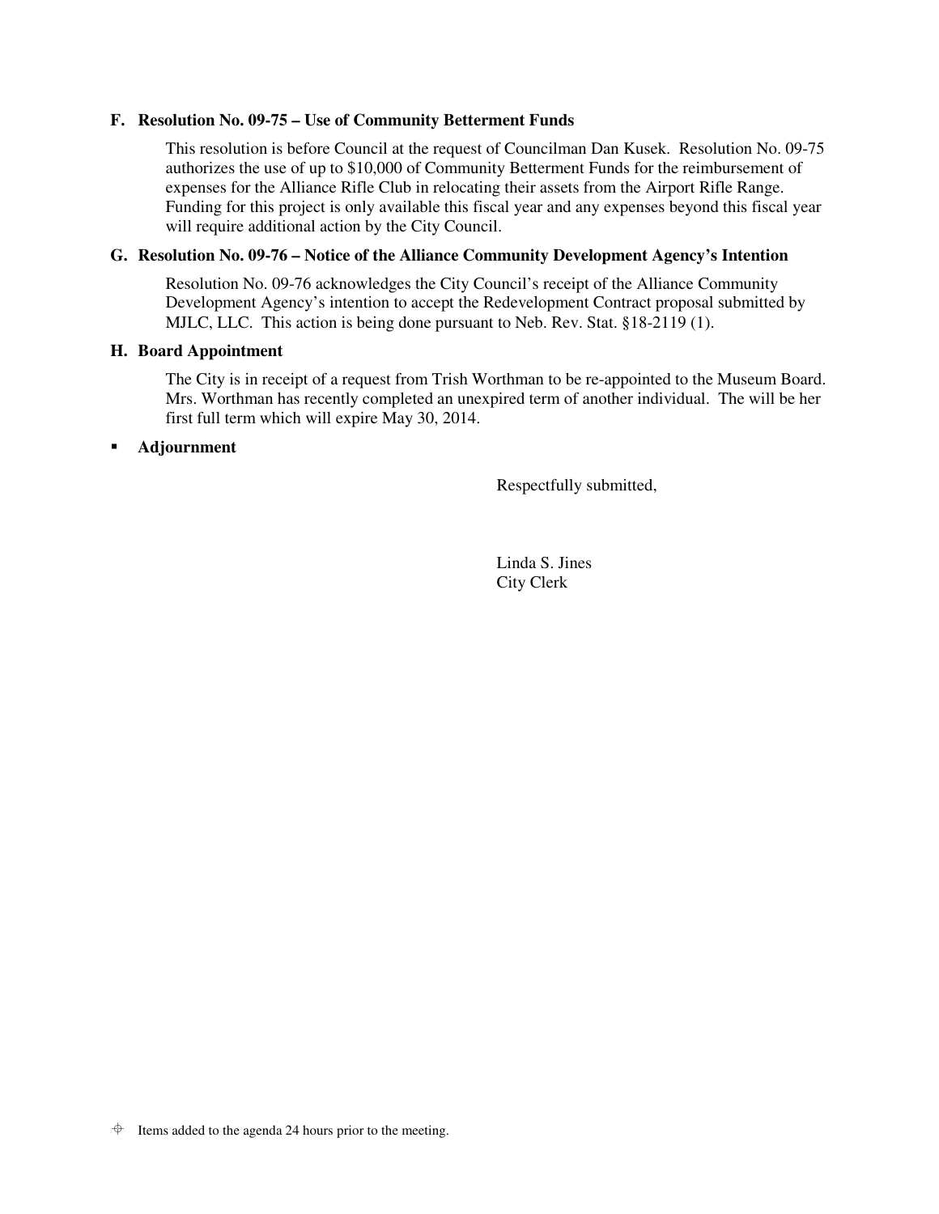**F. Resolution No. 09-75 – Use of Community Betterment Funds**

This resolution is before Council at the request of Councilman Dan Kusek. Resolution No. 09-75 authorizes the use of up to $10,000 of Community Betterment Funds for the reimbursement of expenses for the Alliance Rifle Club in relocating their assets from the Airport Rifle Range. Funding for this project is only available this fiscal year and any expenses beyond this fiscal year will require additional action by the City Council.

**G. Resolution No. 09-76 – Notice of the Alliance Community Development Agency's Intention**

Resolution No. 09-76 acknowledges the City Council's receipt of the Alliance Community Development Agency's intention to accept the Redevelopment Contract proposal submitted by MJLC, LLC. This action is being done pursuant to Neb. Rev. Stat. §18-2119 (1).

**H. Board Appointment**

The City is in receipt of a request from Trish Worthman to be re-appointed to the Museum Board. Mrs. Worthman has recently completed an unexpired term of another individual. The will be her first full term which will expire May 30, 2014.

- **Adjournment**

Respectfully submitted,

Linda S. Jines
City Clerk

⌖ Items added to the agenda 24 hours prior to the meeting.